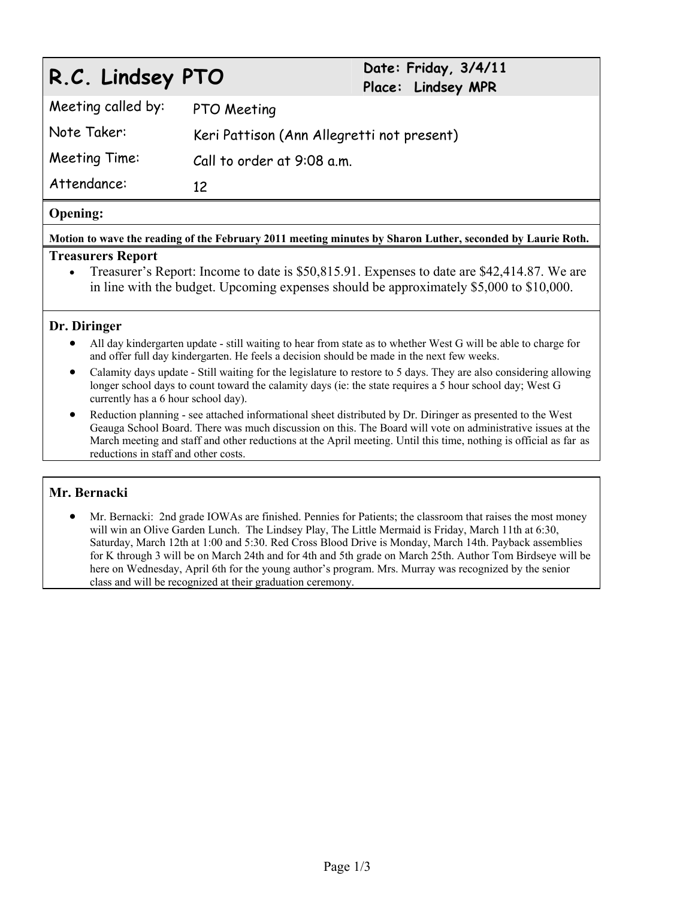# R.C. Lindsey PTO

**Date: Friday, 3/4/11**
**Place: Lindsey MPR**

| | |
|---|---|
| Meeting called by: | PTO Meeting |
| Note Taker: | Keri Pattison (Ann Allegretti not present) |
| Meeting Time: | Call to order at 9:08 a.m. |
| Attendance: | 12 |

## Opening:

**Motion to wave the reading of the February 2011 meeting minutes by Sharon Luther, seconded by Laurie Roth.**

## Treasurers Report

- Treasurer's Report: Income to date is $50,815.91. Expenses to date are $42,414.87. We are in line with the budget. Upcoming expenses should be approximately $5,000 to $10,000.

## Dr. Diringer

- All day kindergarten update - still waiting to hear from state as to whether West G will be able to charge for and offer full day kindergarten. He feels a decision should be made in the next few weeks.
- Calamity days update - Still waiting for the legislature to restore to 5 days. They are also considering allowing longer school days to count toward the calamity days (ie: the state requires a 5 hour school day; West G currently has a 6 hour school day).
- Reduction planning - see attached informational sheet distributed by Dr. Diringer as presented to the West Geauga School Board. There was much discussion on this. The Board will vote on administrative issues at the March meeting and staff and other reductions at the April meeting. Until this time, nothing is official as far as reductions in staff and other costs.

## Mr. Bernacki

- Mr. Bernacki: 2nd grade IOWAs are finished. Pennies for Patients; the classroom that raises the most money will win an Olive Garden Lunch. The Lindsey Play, The Little Mermaid is Friday, March 11th at 6:30, Saturday, March 12th at 1:00 and 5:30. Red Cross Blood Drive is Monday, March 14th. Payback assemblies for K through 3 will be on March 24th and for 4th and 5th grade on March 25th. Author Tom Birdseye will be here on Wednesday, April 6th for the young author's program. Mrs. Murray was recognized by the senior class and will be recognized at their graduation ceremony.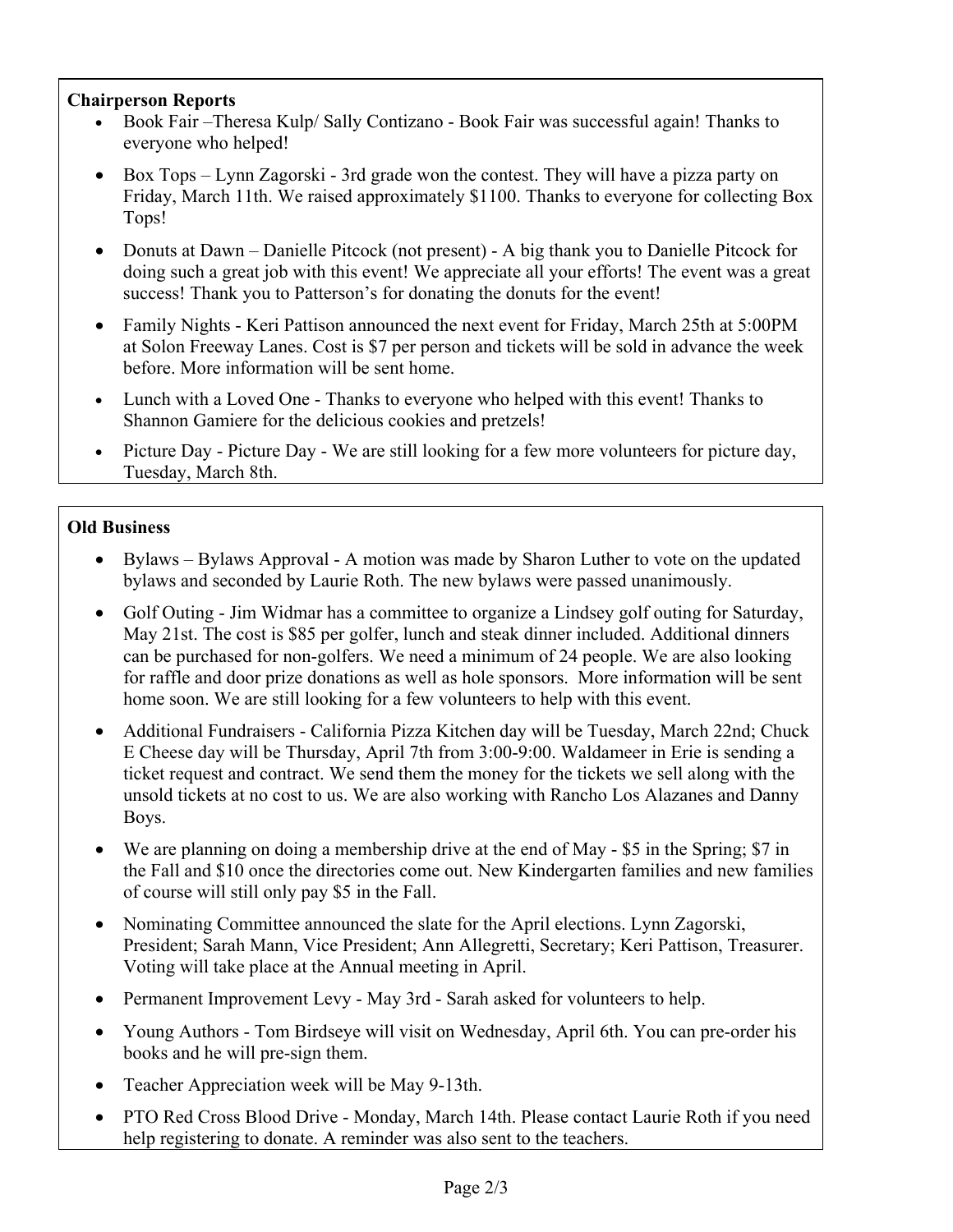### Chairperson Reports

- Book Fair –Theresa Kulp/ Sally Contizano - Book Fair was successful again! Thanks to everyone who helped!
- Box Tops – Lynn Zagorski - 3rd grade won the contest. They will have a pizza party on Friday, March 11th. We raised approximately $1100. Thanks to everyone for collecting Box Tops!
- Donuts at Dawn – Danielle Pitcock (not present) - A big thank you to Danielle Pitcock for doing such a great job with this event! We appreciate all your efforts! The event was a great success! Thank you to Patterson's for donating the donuts for the event!
- Family Nights - Keri Pattison announced the next event for Friday, March 25th at 5:00PM at Solon Freeway Lanes. Cost is $7 per person and tickets will be sold in advance the week before. More information will be sent home.
- Lunch with a Loved One - Thanks to everyone who helped with this event! Thanks to Shannon Gamiere for the delicious cookies and pretzels!
- Picture Day - Picture Day - We are still looking for a few more volunteers for picture day, Tuesday, March 8th.

### Old Business

- Bylaws – Bylaws Approval - A motion was made by Sharon Luther to vote on the updated bylaws and seconded by Laurie Roth. The new bylaws were passed unanimously.
- Golf Outing - Jim Widmar has a committee to organize a Lindsey golf outing for Saturday, May 21st. The cost is $85 per golfer, lunch and steak dinner included. Additional dinners can be purchased for non-golfers. We need a minimum of 24 people. We are also looking for raffle and door prize donations as well as hole sponsors. More information will be sent home soon. We are still looking for a few volunteers to help with this event.
- Additional Fundraisers - California Pizza Kitchen day will be Tuesday, March 22nd; Chuck E Cheese day will be Thursday, April 7th from 3:00-9:00. Waldameer in Erie is sending a ticket request and contract. We send them the money for the tickets we sell along with the unsold tickets at no cost to us. We are also working with Rancho Los Alazanes and Danny Boys.
- We are planning on doing a membership drive at the end of May - $5 in the Spring; $7 in the Fall and $10 once the directories come out. New Kindergarten families and new families of course will still only pay $5 in the Fall.
- Nominating Committee announced the slate for the April elections. Lynn Zagorski, President; Sarah Mann, Vice President; Ann Allegretti, Secretary; Keri Pattison, Treasurer. Voting will take place at the Annual meeting in April.
- Permanent Improvement Levy - May 3rd - Sarah asked for volunteers to help.
- Young Authors - Tom Birdseye will visit on Wednesday, April 6th. You can pre-order his books and he will pre-sign them.
- Teacher Appreciation week will be May 9-13th.
- PTO Red Cross Blood Drive - Monday, March 14th. Please contact Laurie Roth if you need help registering to donate. A reminder was also sent to the teachers.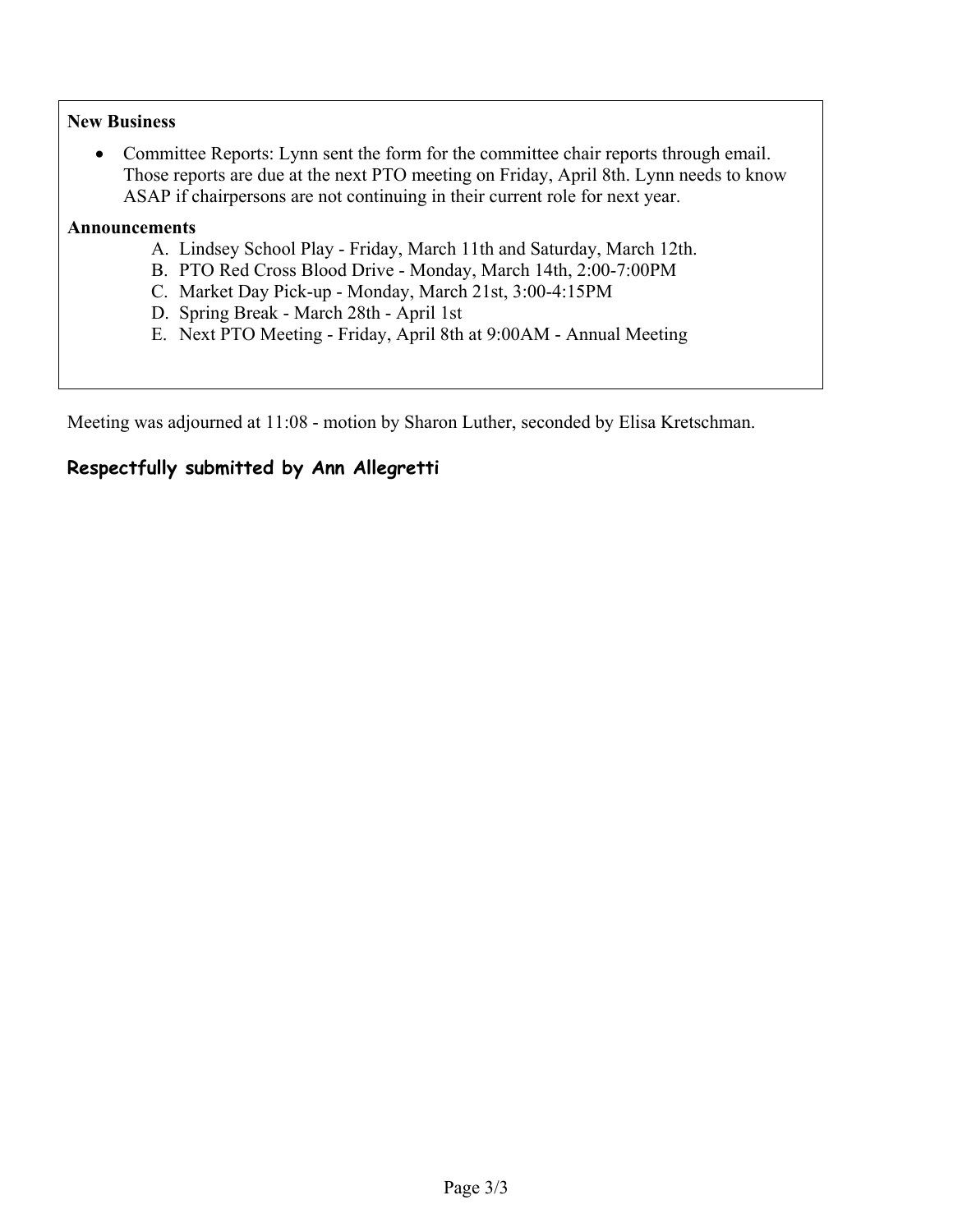**New Business**

- Committee Reports: Lynn sent the form for the committee chair reports through email. Those reports are due at the next PTO meeting on Friday, April 8th. Lynn needs to know ASAP if chairpersons are not continuing in their current role for next year.

**Announcements**

A. Lindsey School Play - Friday, March 11th and Saturday, March 12th.
B. PTO Red Cross Blood Drive - Monday, March 14th, 2:00-7:00PM
C. Market Day Pick-up - Monday, March 21st, 3:00-4:15PM
D. Spring Break - March 28th - April 1st
E. Next PTO Meeting - Friday, April 8th at 9:00AM - Annual Meeting

Meeting was adjourned at 11:08 - motion by Sharon Luther, seconded by Elisa Kretschman.

**Respectfully submitted by Ann Allegretti**